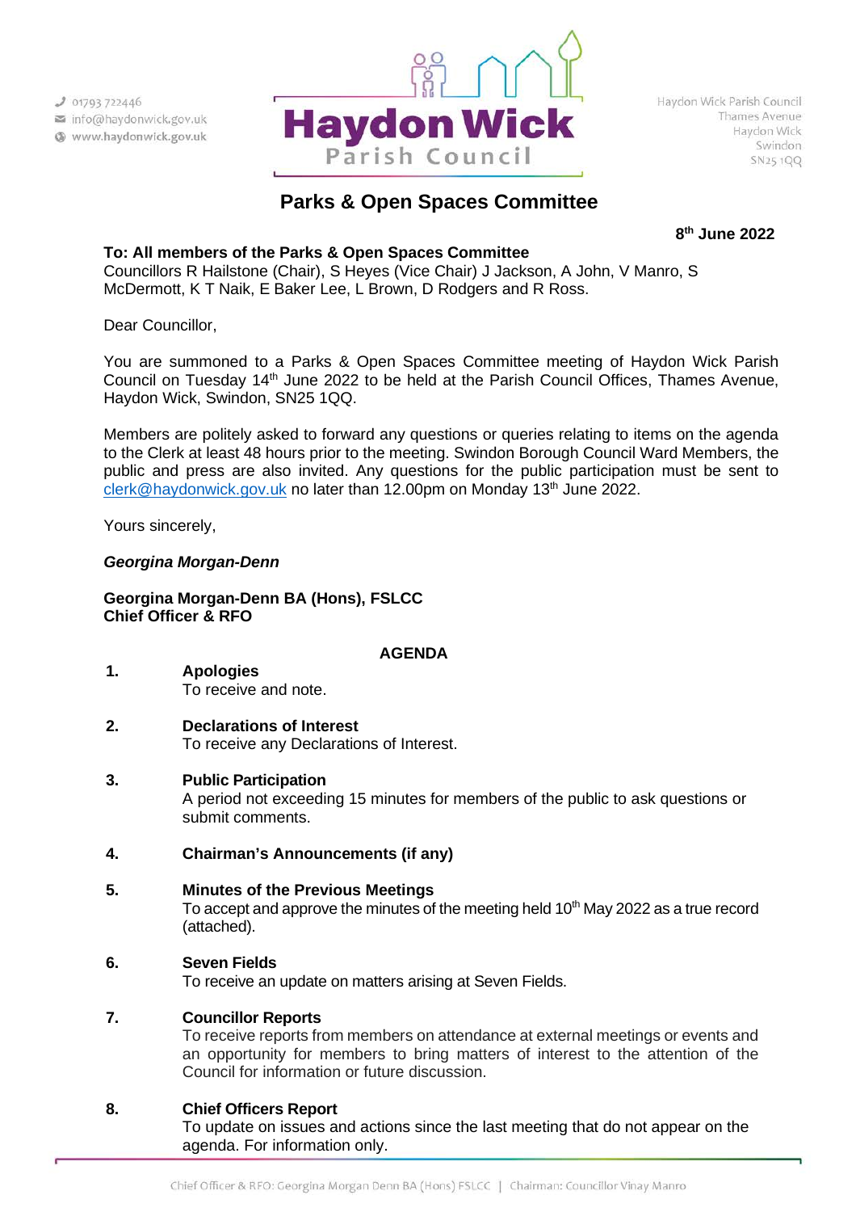01793 722446
info@haydonwick.gov.uk
www.haydonwick.gov.uk

**Haydon Wick**
Parish Council

Haydon Wick Parish Council
Thames Avenue
Haydon Wick
Swindon
SN25 1QQ

# Parks & Open Spaces Committee

**8th June 2022**

**To: All members of the Parks & Open Spaces Committee**
Councillors R Hailstone (Chair), S Heyes (Vice Chair) J Jackson, A John, V Manro, S McDermott, K T Naik, E Baker Lee, L Brown, D Rodgers and R Ross.

Dear Councillor,

You are summoned to a Parks & Open Spaces Committee meeting of Haydon Wick Parish Council on Tuesday 14th June 2022 to be held at the Parish Council Offices, Thames Avenue, Haydon Wick, Swindon, SN25 1QQ.

Members are politely asked to forward any questions or queries relating to items on the agenda to the Clerk at least 48 hours prior to the meeting. Swindon Borough Council Ward Members, the public and press are also invited. Any questions for the public participation must be sent to clerk@haydonwick.gov.uk no later than 12.00pm on Monday 13th June 2022.

Yours sincerely,

***Georgina Morgan-Denn***

**Georgina Morgan-Denn BA (Hons), FSLCC**
**Chief Officer & RFO**

## AGENDA

1. **Apologies**
   To receive and note.

2. **Declarations of Interest**
   To receive any Declarations of Interest.

3. **Public Participation**
   A period not exceeding 15 minutes for members of the public to ask questions or submit comments.

4. **Chairman's Announcements (if any)**

5. **Minutes of the Previous Meetings**
   To accept and approve the minutes of the meeting held 10th May 2022 as a true record (attached).

6. **Seven Fields**
   To receive an update on matters arising at Seven Fields.

7. **Councillor Reports**
   To receive reports from members on attendance at external meetings or events and an opportunity for members to bring matters of interest to the attention of the Council for information or future discussion.

8. **Chief Officers Report**
   To update on issues and actions since the last meeting that do not appear on the agenda. For information only.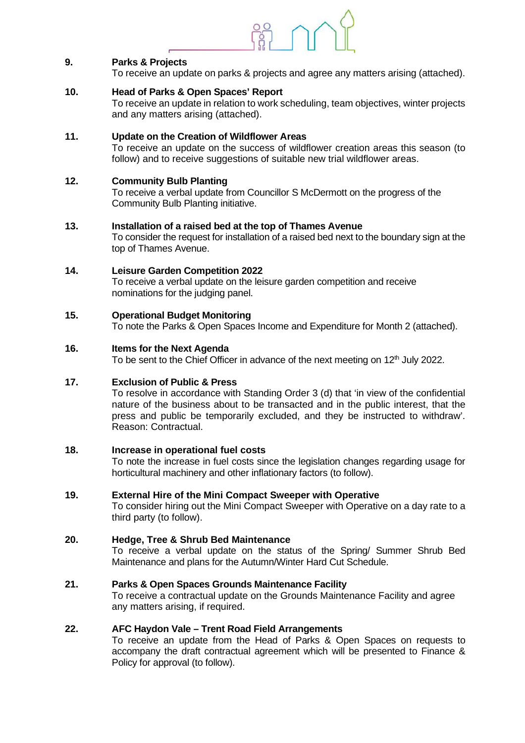**9. Parks & Projects**
To receive an update on parks & projects and agree any matters arising (attached).

**10. Head of Parks & Open Spaces' Report**
To receive an update in relation to work scheduling, team objectives, winter projects and any matters arising (attached).

**11. Update on the Creation of Wildflower Areas**
To receive an update on the success of wildflower creation areas this season (to follow) and to receive suggestions of suitable new trial wildflower areas.

**12. Community Bulb Planting**
To receive a verbal update from Councillor S McDermott on the progress of the Community Bulb Planting initiative.

**13. Installation of a raised bed at the top of Thames Avenue**
To consider the request for installation of a raised bed next to the boundary sign at the top of Thames Avenue.

**14. Leisure Garden Competition 2022**
To receive a verbal update on the leisure garden competition and receive nominations for the judging panel.

**15. Operational Budget Monitoring**
To note the Parks & Open Spaces Income and Expenditure for Month 2 (attached).

**16. Items for the Next Agenda**
To be sent to the Chief Officer in advance of the next meeting on 12th July 2022.

**17. Exclusion of Public & Press**
To resolve in accordance with Standing Order 3 (d) that 'in view of the confidential nature of the business about to be transacted and in the public interest, that the press and public be temporarily excluded, and they be instructed to withdraw'. Reason: Contractual.

**18. Increase in operational fuel costs**
To note the increase in fuel costs since the legislation changes regarding usage for horticultural machinery and other inflationary factors (to follow).

**19. External Hire of the Mini Compact Sweeper with Operative**
To consider hiring out the Mini Compact Sweeper with Operative on a day rate to a third party (to follow).

**20. Hedge, Tree & Shrub Bed Maintenance**
To receive a verbal update on the status of the Spring/ Summer Shrub Bed Maintenance and plans for the Autumn/Winter Hard Cut Schedule.

**21. Parks & Open Spaces Grounds Maintenance Facility**
To receive a contractual update on the Grounds Maintenance Facility and agree any matters arising, if required.

**22. AFC Haydon Vale – Trent Road Field Arrangements**
To receive an update from the Head of Parks & Open Spaces on requests to accompany the draft contractual agreement which will be presented to Finance & Policy for approval (to follow).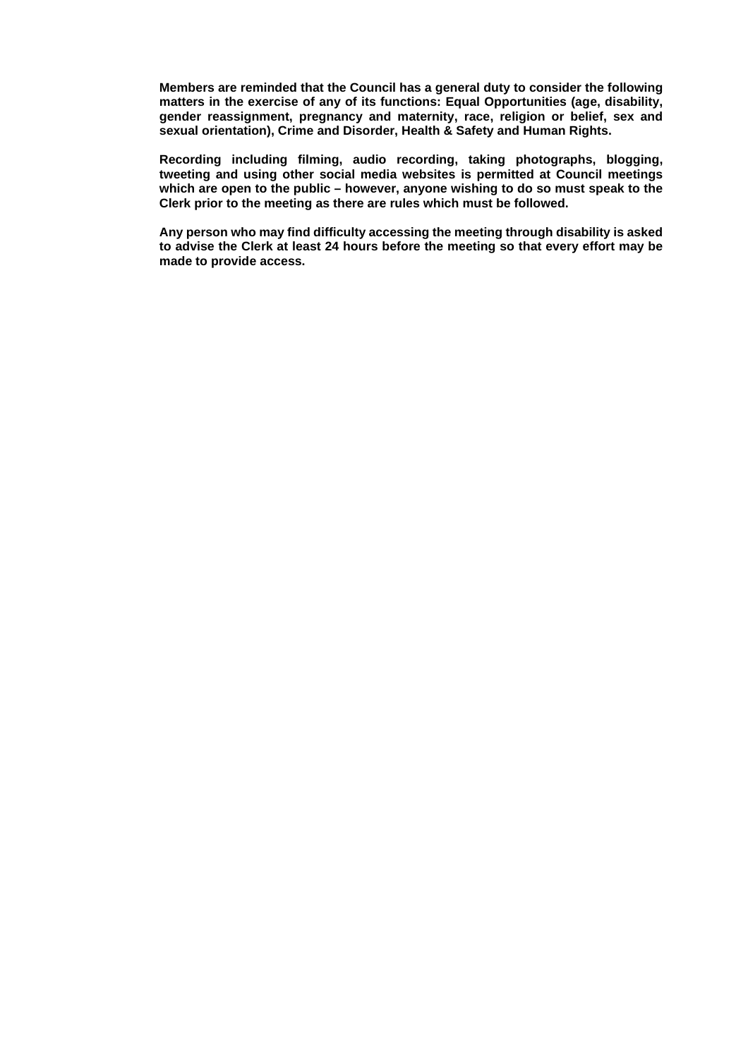**Members are reminded that the Council has a general duty to consider the following matters in the exercise of any of its functions: Equal Opportunities (age, disability, gender reassignment, pregnancy and maternity, race, religion or belief, sex and sexual orientation), Crime and Disorder, Health & Safety and Human Rights.**

**Recording including filming, audio recording, taking photographs, blogging, tweeting and using other social media websites is permitted at Council meetings which are open to the public – however, anyone wishing to do so must speak to the Clerk prior to the meeting as there are rules which must be followed.**

**Any person who may find difficulty accessing the meeting through disability is asked to advise the Clerk at least 24 hours before the meeting so that every effort may be made to provide access.**